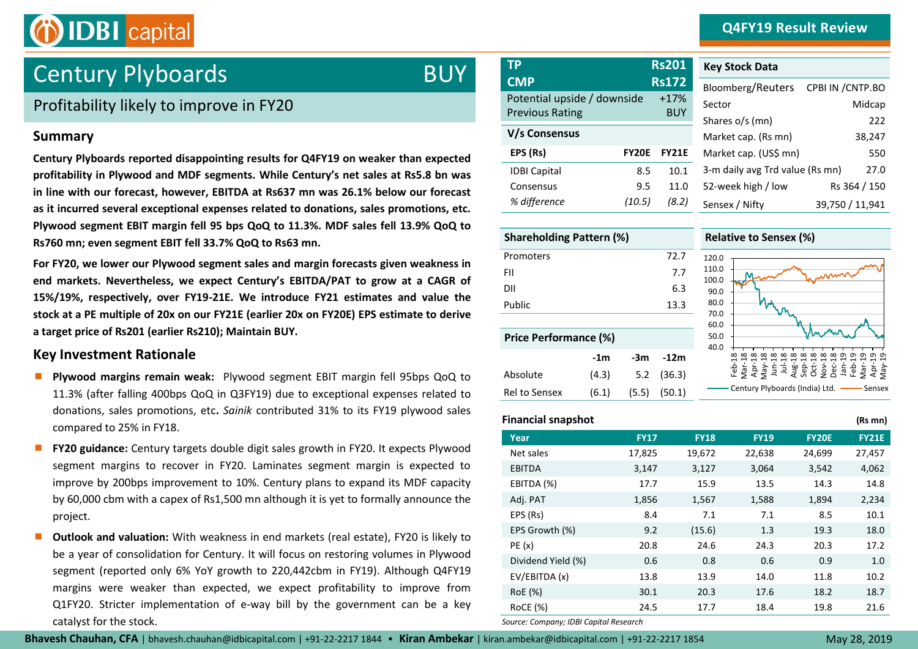# Century Plyboards — BUY

## Profitability likely to improve in FY20

### Summary

**Century Plyboards reported disappointing results for Q4FY19 on weaker than expected profitability in Plywood and MDF segments. While Century's net sales at Rs5.8 bn was in line with our forecast, however, EBITDA at Rs637 mn was 26.1% below our forecast as it incurred several exceptional expenses related to donations, sales promotions, etc. Plywood segment EBIT margin fell 95 bps QoQ to 11.3%. MDF sales fell 13.9% QoQ to Rs760 mn; even segment EBIT fell 33.7% QoQ to Rs63 mn.**

**For FY20, we lower our Plywood segment sales and margin forecasts given weakness in end markets. Nevertheless, we expect Century's EBITDA/PAT to grow at a CAGR of 15%/19%, respectively, over FY19-21E. We introduce FY21 estimates and value the stock at a PE multiple of 20x on our FY21E (earlier 20x on FY20E) EPS estimate to derive a target price of Rs201 (earlier Rs210); Maintain BUY.**

### Key Investment Rationale

- **Plywood margins remain weak:** Plywood segment EBIT margin fell 95bps QoQ to 11.3% (after falling 400bps QoQ in Q3FY19) due to exceptional expenses related to donations, sales promotions, etc**.** *Sainik* contributed 31% to its FY19 plywood sales compared to 25% in FY18.
- **FY20 guidance:** Century targets double digit sales growth in FY20. It expects Plywood segment margins to recover in FY20. Laminates segment margin is expected to improve by 200bps improvement to 10%. Century plans to expand its MDF capacity by 60,000 cbm with a capex of Rs1,500 mn although it is yet to formally announce the project.
- **Outlook and valuation:** With weakness in end markets (real estate), FY20 is likely to be a year of consolidation for Century. It will focus on restoring volumes in Plywood segment (reported only 6% YoY growth to 220,442cbm in FY19). Although Q4FY19 margins were weaker than expected, we expect profitability to improve from Q1FY20. Stricter implementation of e-way bill by the government can be a key catalyst for the stock.

| TP | Rs201 |
|---|---|
| CMP | Rs172 |
| Potential upside / downside | +17% |
| Previous Rating | BUY |

**V/s Consensus**

| EPS (Rs) | FY20E | FY21E |
|---|---|---|
| IDBI Capital | 8.5 | 10.1 |
| Consensus | 9.5 | 11.0 |
| *% difference* | *(10.5)* | *(8.2)* |

**Key Stock Data**

| | |
|---|---|
| Bloomberg/Reuters | CPBI IN /CNTP.BO |
| Sector | Midcap |
| Shares o/s (mn) | 222 |
| Market cap. (Rs mn) | 38,247 |
| Market cap. (US$ mn) | 550 |
| 3-m daily avg Trd value (Rs mn) | 27.0 |
| 52-week high / low | Rs 364 / 150 |
| Sensex / Nifty | 39,750 / 11,941 |

**Shareholding Pattern (%)**

| | |
|---|---|
| Promoters | 72.7 |
| FII | 7.7 |
| DII | 6.3 |
| Public | 13.3 |

**Price Performance (%)**

| | -1m | -3m | -12m |
|---|---|---|---|
| Absolute | (4.3) | 5.2 | (36.3) |
| Rel to Sensex | (6.1) | (5.5) | (50.1) |

**Relative to Sensex (%)**

Century Plyboards (India) Ltd. — Sensex

**Financial snapshot** (Rs mn)

| Year | FY17 | FY18 | FY19 | FY20E | FY21E |
|---|---|---|---|---|---|
| Net sales | 17,825 | 19,672 | 22,638 | 24,699 | 27,457 |
| EBITDA | 3,147 | 3,127 | 3,064 | 3,542 | 4,062 |
| EBITDA (%) | 17.7 | 15.9 | 13.5 | 14.3 | 14.8 |
| Adj. PAT | 1,856 | 1,567 | 1,588 | 1,894 | 2,234 |
| EPS (Rs) | 8.4 | 7.1 | 7.1 | 8.5 | 10.1 |
| EPS Growth (%) | 9.2 | (15.6) | 1.3 | 19.3 | 18.0 |
| PE (x) | 20.8 | 24.6 | 24.3 | 20.3 | 17.2 |
| Dividend Yield (%) | 0.6 | 0.8 | 0.6 | 0.9 | 1.0 |
| EV/EBITDA (x) | 13.8 | 13.9 | 14.0 | 11.8 | 10.2 |
| RoE (%) | 30.1 | 20.3 | 17.6 | 18.2 | 18.7 |
| RoCE (%) | 24.5 | 17.7 | 18.4 | 19.8 | 21.6 |

*Source: Company; IDBI Capital Research*

**Bhavesh Chauhan, CFA** | bhavesh.chauhan@idbicapital.com | +91-22-2217 1844 • **Kiran Ambekar** | kiran.ambekar@idbicapital.com | +91-22-2217 1854

May 28, 2019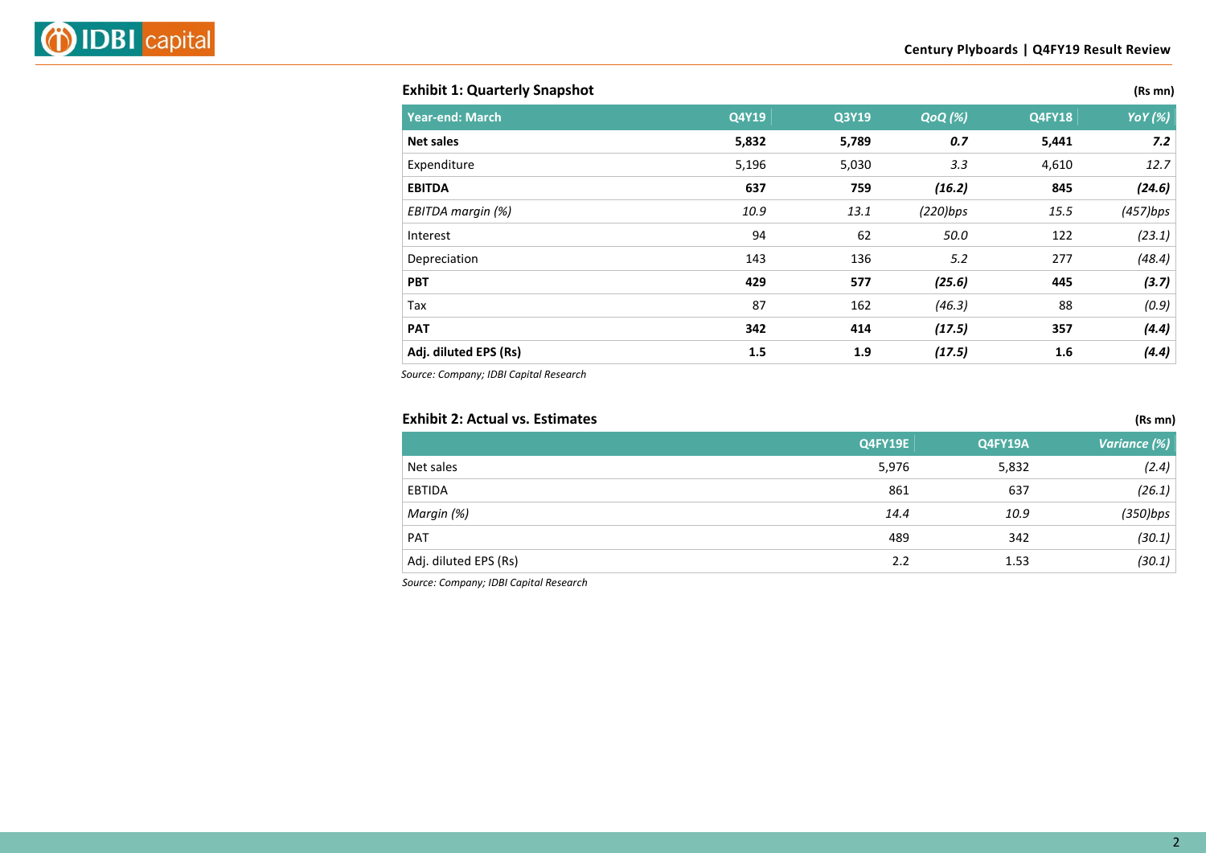### Exhibit 1: Quarterly Snapshot

(Rs mn)

| Year-end: March | Q4Y19 | Q3Y19 | QoQ (%) | Q4FY18 | YoY (%) |
|---|---|---|---|---|---|
| **Net sales** | **5,832** | **5,789** | ***0.7*** | **5,441** | ***7.2*** |
| Expenditure | 5,196 | 5,030 | *3.3* | 4,610 | *12.7* |
| **EBITDA** | **637** | **759** | ***(16.2)*** | **845** | ***(24.6)*** |
| *EBITDA margin (%)* | *10.9* | *13.1* | *(220)bps* | *15.5* | *(457)bps* |
| Interest | 94 | 62 | *50.0* | 122 | *(23.1)* |
| Depreciation | 143 | 136 | *5.2* | 277 | *(48.4)* |
| **PBT** | **429** | **577** | ***(25.6)*** | **445** | ***(3.7)*** |
| Tax | 87 | 162 | *(46.3)* | 88 | *(0.9)* |
| **PAT** | **342** | **414** | ***(17.5)*** | **357** | ***(4.4)*** |
| **Adj. diluted EPS (Rs)** | **1.5** | **1.9** | ***(17.5)*** | **1.6** | ***(4.4)*** |

*Source: Company; IDBI Capital Research*

### Exhibit 2: Actual vs. Estimates

(Rs mn)

| | Q4FY19E | Q4FY19A | Variance (%) |
|---|---|---|---|
| Net sales | 5,976 | 5,832 | *(2.4)* |
| EBTIDA | 861 | 637 | *(26.1)* |
| *Margin (%)* | *14.4* | *10.9* | *(350)bps* |
| PAT | 489 | 342 | *(30.1)* |
| Adj. diluted EPS (Rs) | 2.2 | 1.53 | *(30.1)* |

*Source: Company; IDBI Capital Research*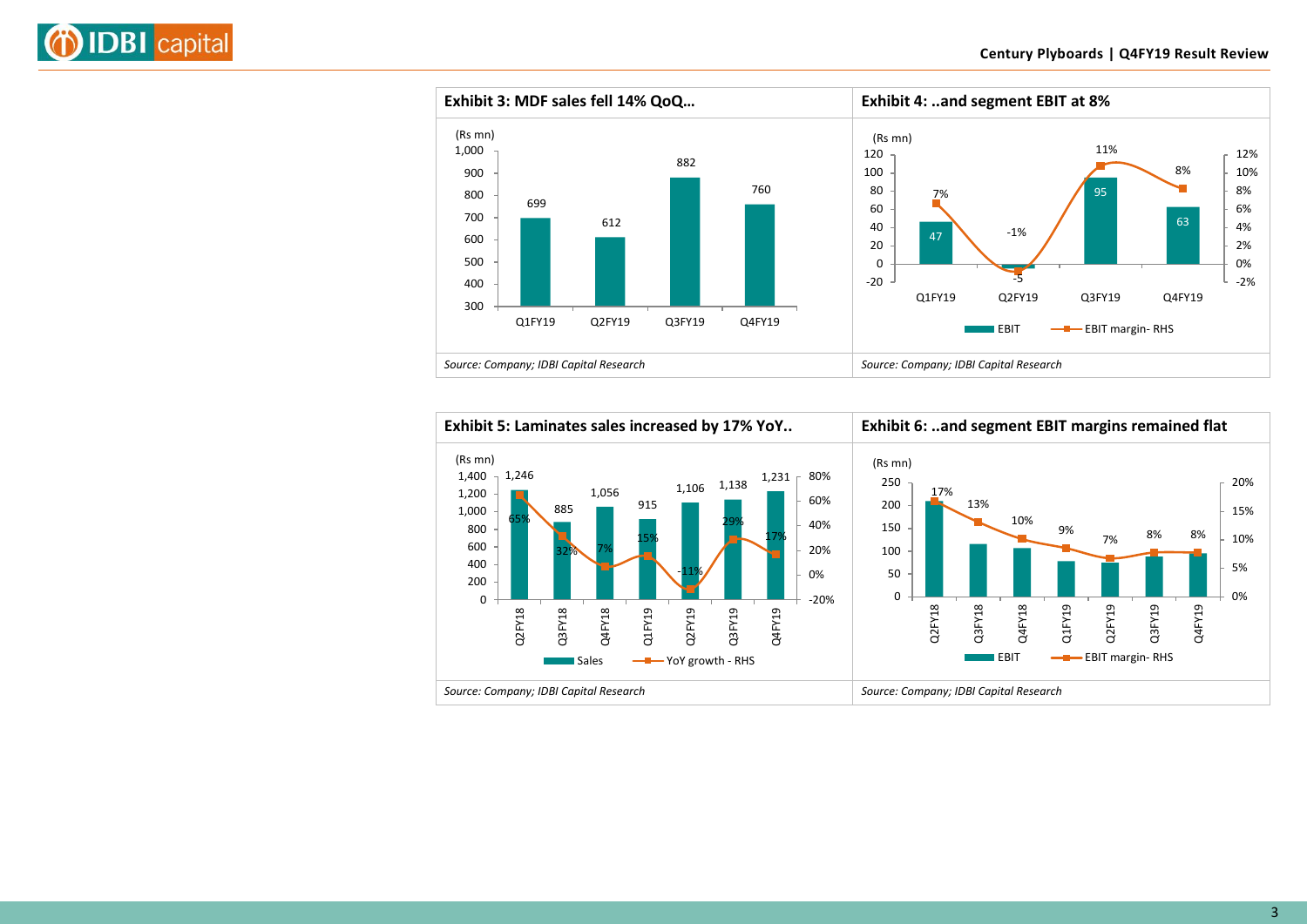**Exhibit 3: MDF sales fell 14% QoQ…**

(Rs mn)

| | Q1FY19 | Q2FY19 | Q3FY19 | Q4FY19 |
|---|---|---|---|---|
| MDF sales | 699 | 612 | 882 | 760 |

*Source: Company; IDBI Capital Research*

**Exhibit 4: ..and segment EBIT at 8%**

(Rs mn)

| | Q1FY19 | Q2FY19 | Q3FY19 | Q4FY19 |
|---|---|---|---|---|
| EBIT | 47 | -5 | 95 | 63 |
| EBIT margin- RHS | 7% | -1% | 11% | 8% |

*Source: Company; IDBI Capital Research*

**Exhibit 5: Laminates sales increased by 17% YoY..**

(Rs mn)

| | Q2FY18 | Q3FY18 | Q4FY18 | Q1FY19 | Q2FY19 | Q3FY19 | Q4FY19 |
|---|---|---|---|---|---|---|---|
| Sales | 1,246 | 885 | 1,056 | 915 | 1,106 | 1,138 | 1,231 |
| YoY growth - RHS | 65% | 32% | 7% | 15% | -11% | 29% | 17% |

*Source: Company; IDBI Capital Research*

**Exhibit 6: ..and segment EBIT margins remained flat**

(Rs mn)

| | Q2FY18 | Q3FY18 | Q4FY18 | Q1FY19 | Q2FY19 | Q3FY19 | Q4FY19 |
|---|---|---|---|---|---|---|---|
| EBIT margin- RHS | 17% | 13% | 10% | 9% | 7% | 8% | 8% |

*Source: Company; IDBI Capital Research*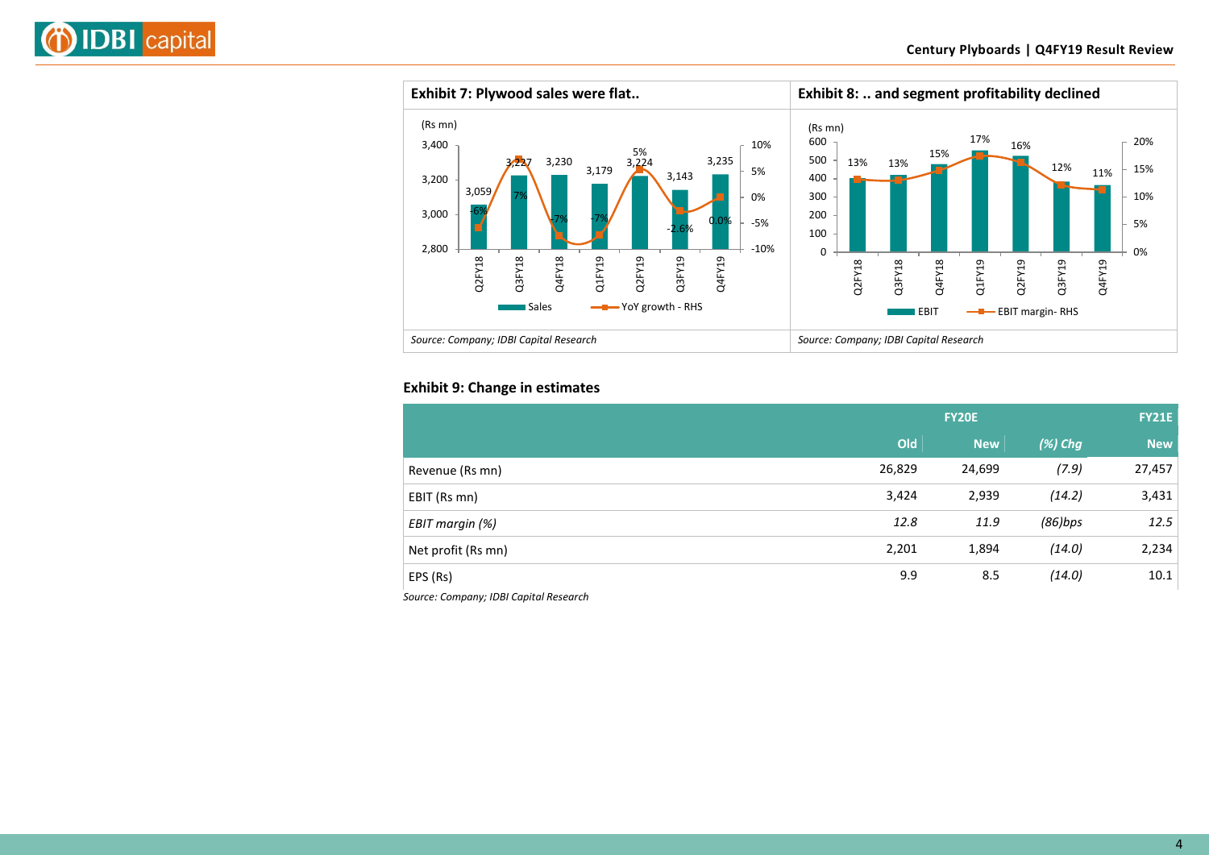**Exhibit 7: Plywood sales were flat..**

(Rs mn)

| Quarter | Sales | YoY growth - RHS |
|---|---|---|
| Q2FY18 | 3,059 | -6% |
| Q3FY18 | 3,227 | 7% |
| Q4FY18 | 3,230 | -7% |
| Q1FY19 | 3,179 | -7% |
| Q2FY19 | 3,224 | 5% |
| Q3FY19 | 3,143 | -2.6% |
| Q4FY19 | 3,235 | 0.0% |

*Source: Company; IDBI Capital Research*

**Exhibit 8: .. and segment profitability declined**

(Rs mn)

| Quarter | EBIT margin- RHS |
|---|---|
| Q2FY18 | 13% |
| Q3FY18 | 13% |
| Q4FY18 | 15% |
| Q1FY19 | 17% |
| Q2FY19 | 16% |
| Q3FY19 | 12% |
| Q4FY19 | 11% |

*Source: Company; IDBI Capital Research*

**Exhibit 9: Change in estimates**

| | FY20E | | | FY21E |
|---|---|---|---|---|
| | Old | New | *(%) Chg* | New |
| Revenue (Rs mn) | 26,829 | 24,699 | *(7.9)* | 27,457 |
| EBIT (Rs mn) | 3,424 | 2,939 | *(14.2)* | 3,431 |
| *EBIT margin (%)* | *12.8* | *11.9* | *(86)bps* | *12.5* |
| Net profit (Rs mn) | 2,201 | 1,894 | *(14.0)* | 2,234 |
| EPS (Rs) | 9.9 | 8.5 | *(14.0)* | 10.1 |

*Source: Company; IDBI Capital Research*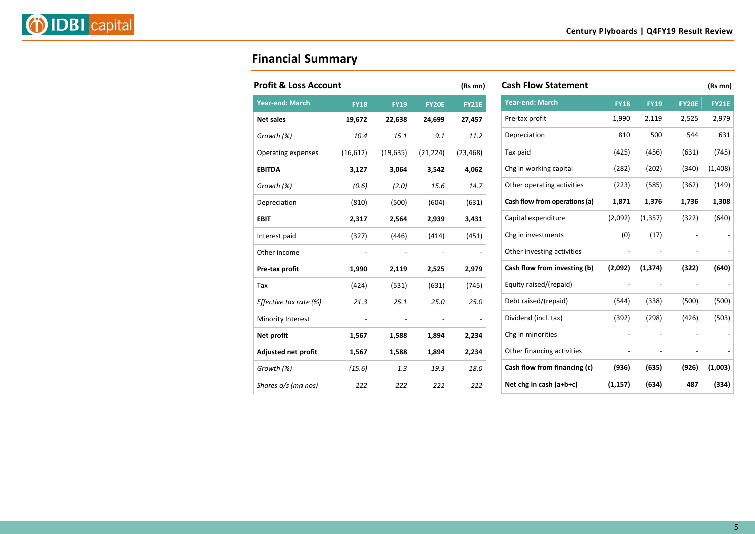## Financial Summary

### Profit & Loss Account

(Rs mn)

| Year-end: March | FY18 | FY19 | FY20E | FY21E |
|---|---|---|---|---|
| **Net sales** | **19,672** | **22,638** | **24,699** | **27,457** |
| *Growth (%)* | *10.4* | *15.1* | *9.1* | *11.2* |
| Operating expenses | (16,612) | (19,635) | (21,224) | (23,468) |
| **EBITDA** | **3,127** | **3,064** | **3,542** | **4,062** |
| *Growth (%)* | *(0.6)* | *(2.0)* | *15.6* | *14.7* |
| Depreciation | (810) | (500) | (604) | (631) |
| **EBIT** | **2,317** | **2,564** | **2,939** | **3,431** |
| Interest paid | (327) | (446) | (414) | (451) |
| Other income | - | - | - | - |
| **Pre-tax profit** | **1,990** | **2,119** | **2,525** | **2,979** |
| Tax | (424) | (531) | (631) | (745) |
| *Effective tax rate (%)* | *21.3* | *25.1* | *25.0* | *25.0* |
| Minority Interest | - | - | - | - |
| **Net profit** | **1,567** | **1,588** | **1,894** | **2,234** |
| **Adjusted net profit** | **1,567** | **1,588** | **1,894** | **2,234** |
| *Growth (%)* | *(15.6)* | *1.3* | *19.3* | *18.0* |
| *Shares o/s (mn nos)* | *222* | *222* | *222* | *222* |

### Cash Flow Statement

(Rs mn)

| Year-end: March | FY18 | FY19 | FY20E | FY21E |
|---|---|---|---|---|
| Pre-tax profit | 1,990 | 2,119 | 2,525 | 2,979 |
| Depreciation | 810 | 500 | 544 | 631 |
| Tax paid | (425) | (456) | (631) | (745) |
| Chg in working capital | (282) | (202) | (340) | (1,408) |
| Other operating activities | (223) | (585) | (362) | (149) |
| **Cash flow from operations (a)** | **1,871** | **1,376** | **1,736** | **1,308** |
| Capital expenditure | (2,092) | (1,357) | (322) | (640) |
| Chg in investments | (0) | (17) | - | - |
| Other investing activities | - | - | - | - |
| **Cash flow from investing (b)** | **(2,092)** | **(1,374)** | **(322)** | **(640)** |
| Equity raised/(repaid) | - | - | - | - |
| Debt raised/(repaid) | (544) | (338) | (500) | (500) |
| Dividend (incl. tax) | (392) | (298) | (426) | (503) |
| Chg in minorities | - | - | - | - |
| Other financing activities | - | - | - | - |
| **Cash flow from financing (c)** | **(936)** | **(635)** | **(926)** | **(1,003)** |
| **Net chg in cash (a+b+c)** | **(1,157)** | **(634)** | **487** | **(334)** |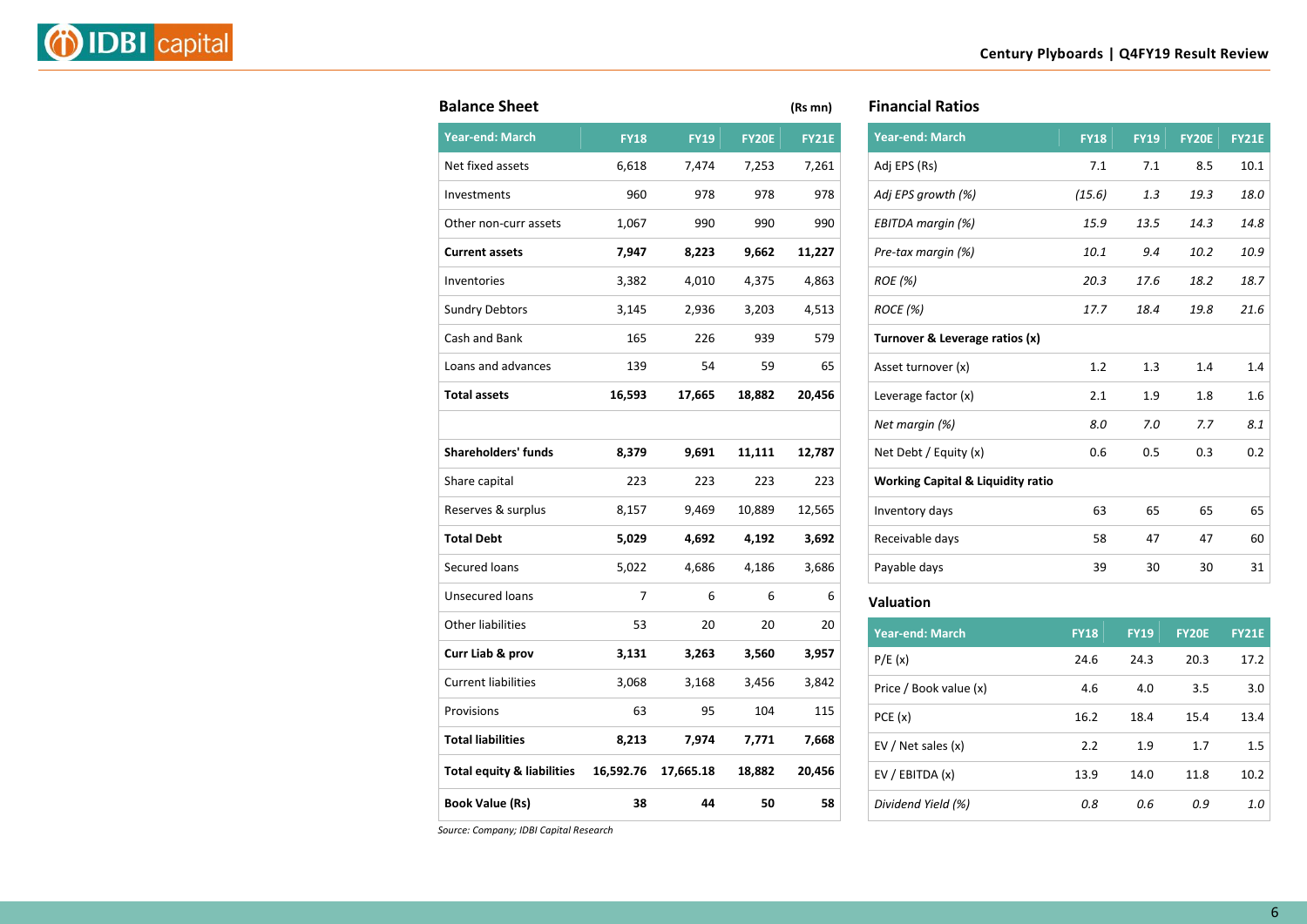## Balance Sheet

(Rs mn)

| Year-end: March | FY18 | FY19 | FY20E | FY21E |
|---|---|---|---|---|
| Net fixed assets | 6,618 | 7,474 | 7,253 | 7,261 |
| Investments | 960 | 978 | 978 | 978 |
| Other non-curr assets | 1,067 | 990 | 990 | 990 |
| **Current assets** | **7,947** | **8,223** | **9,662** | **11,227** |
| Inventories | 3,382 | 4,010 | 4,375 | 4,863 |
| Sundry Debtors | 3,145 | 2,936 | 3,203 | 4,513 |
| Cash and Bank | 165 | 226 | 939 | 579 |
| Loans and advances | 139 | 54 | 59 | 65 |
| **Total assets** | **16,593** | **17,665** | **18,882** | **20,456** |
| | | | | |
| **Shareholders' funds** | **8,379** | **9,691** | **11,111** | **12,787** |
| Share capital | 223 | 223 | 223 | 223 |
| Reserves & surplus | 8,157 | 9,469 | 10,889 | 12,565 |
| **Total Debt** | **5,029** | **4,692** | **4,192** | **3,692** |
| Secured loans | 5,022 | 4,686 | 4,186 | 3,686 |
| Unsecured loans | 7 | 6 | 6 | 6 |
| Other liabilities | 53 | 20 | 20 | 20 |
| **Curr Liab & prov** | **3,131** | **3,263** | **3,560** | **3,957** |
| Current liabilities | 3,068 | 3,168 | 3,456 | 3,842 |
| Provisions | 63 | 95 | 104 | 115 |
| **Total liabilities** | **8,213** | **7,974** | **7,771** | **7,668** |
| **Total equity & liabilities** | **16,592.76** | **17,665.18** | **18,882** | **20,456** |
| **Book Value (Rs)** | **38** | **44** | **50** | **58** |

*Source: Company; IDBI Capital Research*

## Financial Ratios

| Year-end: March | FY18 | FY19 | FY20E | FY21E |
|---|---|---|---|---|
| Adj EPS (Rs) | 7.1 | 7.1 | 8.5 | 10.1 |
| *Adj EPS growth (%)* | *(15.6)* | *1.3* | *19.3* | *18.0* |
| *EBITDA margin (%)* | *15.9* | *13.5* | *14.3* | *14.8* |
| *Pre-tax margin (%)* | *10.1* | *9.4* | *10.2* | *10.9* |
| *ROE (%)* | *20.3* | *17.6* | *18.2* | *18.7* |
| *ROCE (%)* | *17.7* | *18.4* | *19.8* | *21.6* |
| **Turnover & Leverage ratios (x)** | | | | |
| Asset turnover (x) | 1.2 | 1.3 | 1.4 | 1.4 |
| Leverage factor (x) | 2.1 | 1.9 | 1.8 | 1.6 |
| *Net margin (%)* | *8.0* | *7.0* | *7.7* | *8.1* |
| Net Debt / Equity (x) | 0.6 | 0.5 | 0.3 | 0.2 |
| **Working Capital & Liquidity ratio** | | | | |
| Inventory days | 63 | 65 | 65 | 65 |
| Receivable days | 58 | 47 | 47 | 60 |
| Payable days | 39 | 30 | 30 | 31 |

## Valuation

| Year-end: March | FY18 | FY19 | FY20E | FY21E |
|---|---|---|---|---|
| P/E (x) | 24.6 | 24.3 | 20.3 | 17.2 |
| Price / Book value (x) | 4.6 | 4.0 | 3.5 | 3.0 |
| PCE (x) | 16.2 | 18.4 | 15.4 | 13.4 |
| EV / Net sales (x) | 2.2 | 1.9 | 1.7 | 1.5 |
| EV / EBITDA (x) | 13.9 | 14.0 | 11.8 | 10.2 |
| *Dividend Yield (%)* | *0.8* | *0.6* | *0.9* | *1.0* |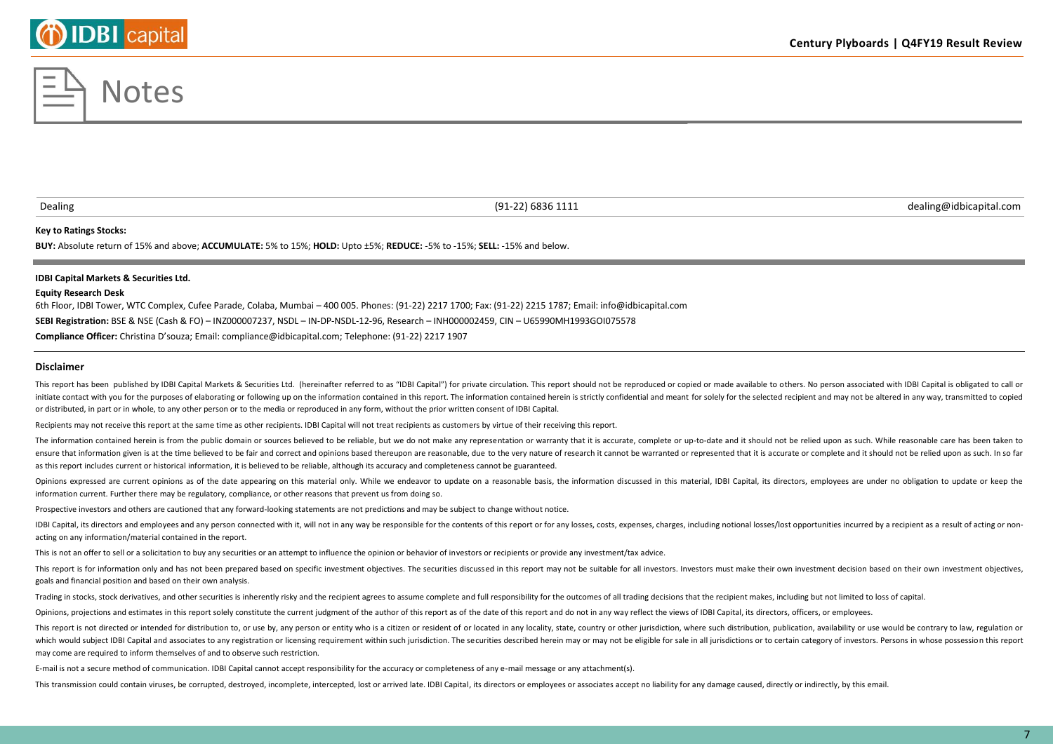# Notes

| Dealing | (91-22) 6836 1111 | dealing@idbicapital.com |
|---|---|---|

**Key to Ratings Stocks:**

**BUY:** Absolute return of 15% and above; **ACCUMULATE:** 5% to 15%; **HOLD:** Upto ±5%; **REDUCE:** -5% to -15%; **SELL:** -15% and below.

**IDBI Capital Markets & Securities Ltd.**

**Equity Research Desk**

6th Floor, IDBI Tower, WTC Complex, Cufee Parade, Colaba, Mumbai – 400 005. Phones: (91-22) 2217 1700; Fax: (91-22) 2215 1787; Email: info@idbicapital.com

**SEBI Registration:** BSE & NSE (Cash & FO) – INZ000007237, NSDL – IN-DP-NSDL-12-96, Research – INH000002459, CIN – U65990MH1993GOI075578

**Compliance Officer:** Christina D'souza; Email: compliance@idbicapital.com; Telephone: (91-22) 2217 1907

## Disclaimer

This report has been published by IDBI Capital Markets & Securities Ltd. (hereinafter referred to as "IDBI Capital") for private circulation. This report should not be reproduced or copied or made available to others. No person associated with IDBI Capital is obligated to call or initiate contact with you for the purposes of elaborating or following up on the information contained in this report. The information contained herein is strictly confidential and meant for solely for the selected recipient and may not be altered in any way, transmitted to copied or distributed, in part or in whole, to any other person or to the media or reproduced in any form, without the prior written consent of IDBI Capital.

Recipients may not receive this report at the same time as other recipients. IDBI Capital will not treat recipients as customers by virtue of their receiving this report.

The information contained herein is from the public domain or sources believed to be reliable, but we do not make any representation or warranty that it is accurate, complete or up-to-date and it should not be relied upon as such. While reasonable care has been taken to ensure that information given is at the time believed to be fair and correct and opinions based thereupon are reasonable, due to the very nature of research it cannot be warranted or represented that it is accurate or complete and it should not be relied upon as such. In so far as this report includes current or historical information, it is believed to be reliable, although its accuracy and completeness cannot be guaranteed.

Opinions expressed are current opinions as of the date appearing on this material only. While we endeavor to update on a reasonable basis, the information discussed in this material, IDBI Capital, its directors, employees are under no obligation to update or keep the information current. Further there may be regulatory, compliance, or other reasons that prevent us from doing so.

Prospective investors and others are cautioned that any forward-looking statements are not predictions and may be subject to change without notice.

IDBI Capital, its directors and employees and any person connected with it, will not in any way be responsible for the contents of this report or for any losses, costs, expenses, charges, including notional losses/lost opportunities incurred by a recipient as a result of acting or non-acting on any information/material contained in the report.

This is not an offer to sell or a solicitation to buy any securities or an attempt to influence the opinion or behavior of investors or recipients or provide any investment/tax advice.

This report is for information only and has not been prepared based on specific investment objectives. The securities discussed in this report may not be suitable for all investors. Investors must make their own investment decision based on their own investment objectives, goals and financial position and based on their own analysis.

Trading in stocks, stock derivatives, and other securities is inherently risky and the recipient agrees to assume complete and full responsibility for the outcomes of all trading decisions that the recipient makes, including but not limited to loss of capital.

Opinions, projections and estimates in this report solely constitute the current judgment of the author of this report as of the date of this report and do not in any way reflect the views of IDBI Capital, its directors, officers, or employees.

This report is not directed or intended for distribution to, or use by, any person or entity who is a citizen or resident of or located in any locality, state, country or other jurisdiction, where such distribution, publication, availability or use would be contrary to law, regulation or which would subject IDBI Capital and associates to any registration or licensing requirement within such jurisdiction. The securities described herein may or may not be eligible for sale in all jurisdictions or to certain category of investors. Persons in whose possession this report may come are required to inform themselves of and to observe such restriction.

E-mail is not a secure method of communication. IDBI Capital cannot accept responsibility for the accuracy or completeness of any e-mail message or any attachment(s).

This transmission could contain viruses, be corrupted, destroyed, incomplete, intercepted, lost or arrived late. IDBI Capital, its directors or employees or associates accept no liability for any damage caused, directly or indirectly, by this email.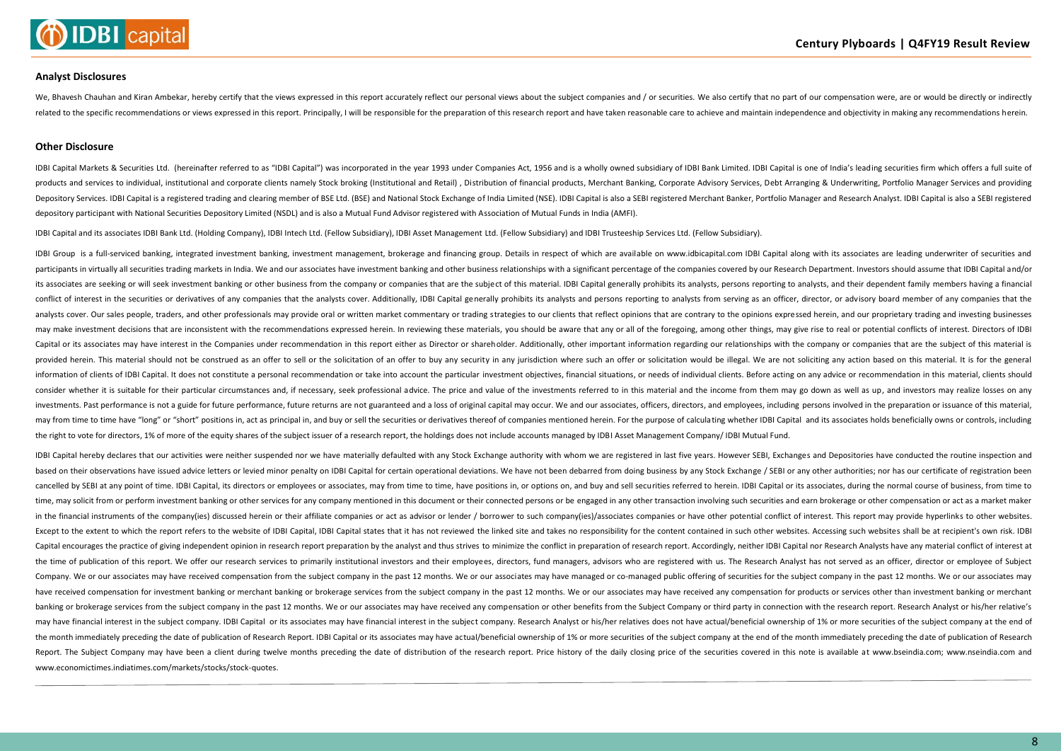## Analyst Disclosures

We, Bhavesh Chauhan and Kiran Ambekar, hereby certify that the views expressed in this report accurately reflect our personal views about the subject companies and / or securities. We also certify that no part of our compensation were, are or would be directly or indirectly related to the specific recommendations or views expressed in this report. Principally, I will be responsible for the preparation of this research report and have taken reasonable care to achieve and maintain independence and objectivity in making any recommendations herein.

## Other Disclosure

IDBI Capital Markets & Securities Ltd. (hereinafter referred to as "IDBI Capital") was incorporated in the year 1993 under Companies Act, 1956 and is a wholly owned subsidiary of IDBI Bank Limited. IDBI Capital is one of India's leading securities firm which offers a full suite of products and services to individual, institutional and corporate clients namely Stock broking (Institutional and Retail) , Distribution of financial products, Merchant Banking, Corporate Advisory Services, Debt Arranging & Underwriting, Portfolio Manager Services and providing Depository Services. IDBI Capital is a registered trading and clearing member of BSE Ltd. (BSE) and National Stock Exchange of India Limited (NSE). IDBI Capital is also a SEBI registered Merchant Banker, Portfolio Manager and Research Analyst. IDBI Capital is also a SEBI registered depository participant with National Securities Depository Limited (NSDL) and is also a Mutual Fund Advisor registered with Association of Mutual Funds in India (AMFI).

IDBI Capital and its associates IDBI Bank Ltd. (Holding Company), IDBI Intech Ltd. (Fellow Subsidiary), IDBI Asset Management Ltd. (Fellow Subsidiary) and IDBI Trusteeship Services Ltd. (Fellow Subsidiary).

IDBI Group is a full-serviced banking, integrated investment banking, investment management, brokerage and financing group. Details in respect of which are available on www.idbicapital.com IDBI Capital along with its associates are leading underwriter of securities and participants in virtually all securities trading markets in India. We and our associates have investment banking and other business relationships with a significant percentage of the companies covered by our Research Department. Investors should assume that IDBI Capital and/or its associates are seeking or will seek investment banking or other business from the company or companies that are the subject of this material. IDBI Capital generally prohibits its analysts, persons reporting to analysts, and their dependent family members having a financial conflict of interest in the securities or derivatives of any companies that the analysts cover. Additionally, IDBI Capital generally prohibits its analysts and persons reporting to analysts from serving as an officer, director, or advisory board member of any companies that the analysts cover. Our sales people, traders, and other professionals may provide oral or written market commentary or trading strategies to our clients that reflect opinions that are contrary to the opinions expressed herein, and our proprietary trading and investing businesses may make investment decisions that are inconsistent with the recommendations expressed herein. In reviewing these materials, you should be aware that any or all of the foregoing, among other things, may give rise to real or potential conflicts of interest. Directors of IDBI Capital or its associates may have interest in the Companies under recommendation in this report either as Director or shareholder. Additionally, other important information regarding our relationships with the company or companies that are the subject of this material is provided herein. This material should not be construed as an offer to sell or the solicitation of an offer to buy any security in any jurisdiction where such an offer or solicitation would be illegal. We are not soliciting any action based on this material. It is for the general information of clients of IDBI Capital. It does not constitute a personal recommendation or take into account the particular investment objectives, financial situations, or needs of individual clients. Before acting on any advice or recommendation in this material, clients should consider whether it is suitable for their particular circumstances and, if necessary, seek professional advice. The price and value of the investments referred to in this material and the income from them may go down as well as up, and investors may realize losses on any investments. Past performance is not a guide for future performance, future returns are not guaranteed and a loss of original capital may occur. We and our associates, officers, directors, and employees, including persons involved in the preparation or issuance of this material, may from time to time have "long" or "short" positions in, act as principal in, and buy or sell the securities or derivatives thereof of companies mentioned herein. For the purpose of calculating whether IDBI Capital and its associates holds beneficially owns or controls, including the right to vote for directors, 1% of more of the equity shares of the subject issuer of a research report, the holdings does not include accounts managed by IDBI Asset Management Company/ IDBI Mutual Fund.

IDBI Capital hereby declares that our activities were neither suspended nor we have materially defaulted with any Stock Exchange authority with whom we are registered in last five years. However SEBI, Exchanges and Depositories have conducted the routine inspection and based on their observations have issued advice letters or levied minor penalty on IDBI Capital for certain operational deviations. We have not been debarred from doing business by any Stock Exchange / SEBI or any other authorities; nor has our certificate of registration been cancelled by SEBI at any point of time. IDBI Capital, its directors or employees or associates, may from time to time, have positions in, or options on, and buy and sell securities referred to herein. IDBI Capital or its associates, during the normal course of business, from time to time, may solicit from or perform investment banking or other services for any company mentioned in this document or their connected persons or be engaged in any other transaction involving such securities and earn brokerage or other compensation or act as a market maker in the financial instruments of the company(ies) discussed herein or their affiliate companies or act as advisor or lender / borrower to such company(ies)/associates companies or have other potential conflict of interest. This report may provide hyperlinks to other websites. Except to the extent to which the report refers to the website of IDBI Capital, IDBI Capital states that it has not reviewed the linked site and takes no responsibility for the content contained in such other websites. Accessing such websites shall be at recipient's own risk. IDBI Capital encourages the practice of giving independent opinion in research report preparation by the analyst and thus strives to minimize the conflict in preparation of research report. Accordingly, neither IDBI Capital nor Research Analysts have any material conflict of interest at the time of publication of this report. We offer our research services to primarily institutional investors and their employees, directors, fund managers, advisors who are registered with us. The Research Analyst has not served as an officer, director or employee of Subject Company. We or our associates may have received compensation from the subject company in the past 12 months. We or our associates may have managed or co-managed public offering of securities for the subject company in the past 12 months. We or our associates may have received compensation for investment banking or merchant banking or brokerage services from the subject company in the past 12 months. We or our associates may have received any compensation for products or services other than investment banking or merchant banking or brokerage services from the subject company in the past 12 months. We or our associates may have received any compensation or other benefits from the Subject Company or third party in connection with the research report. Research Analyst or his/her relative's may have financial interest in the subject company. IDBI Capital or its associates may have financial interest in the subject company. Research Analyst or his/her relatives does not have actual/beneficial ownership of 1% or more securities of the subject company at the end of the month immediately preceding the date of publication of Research Report. IDBI Capital or its associates may have actual/beneficial ownership of 1% or more securities of the subject company at the end of the month immediately preceding the date of publication of Research Report. The Subject Company may have been a client during twelve months preceding the date of distribution of the research report. Price history of the daily closing price of the securities covered in this note is available at www.bseindia.com; www.nseindia.com and www.economictimes.indiatimes.com/markets/stocks/stock-quotes.